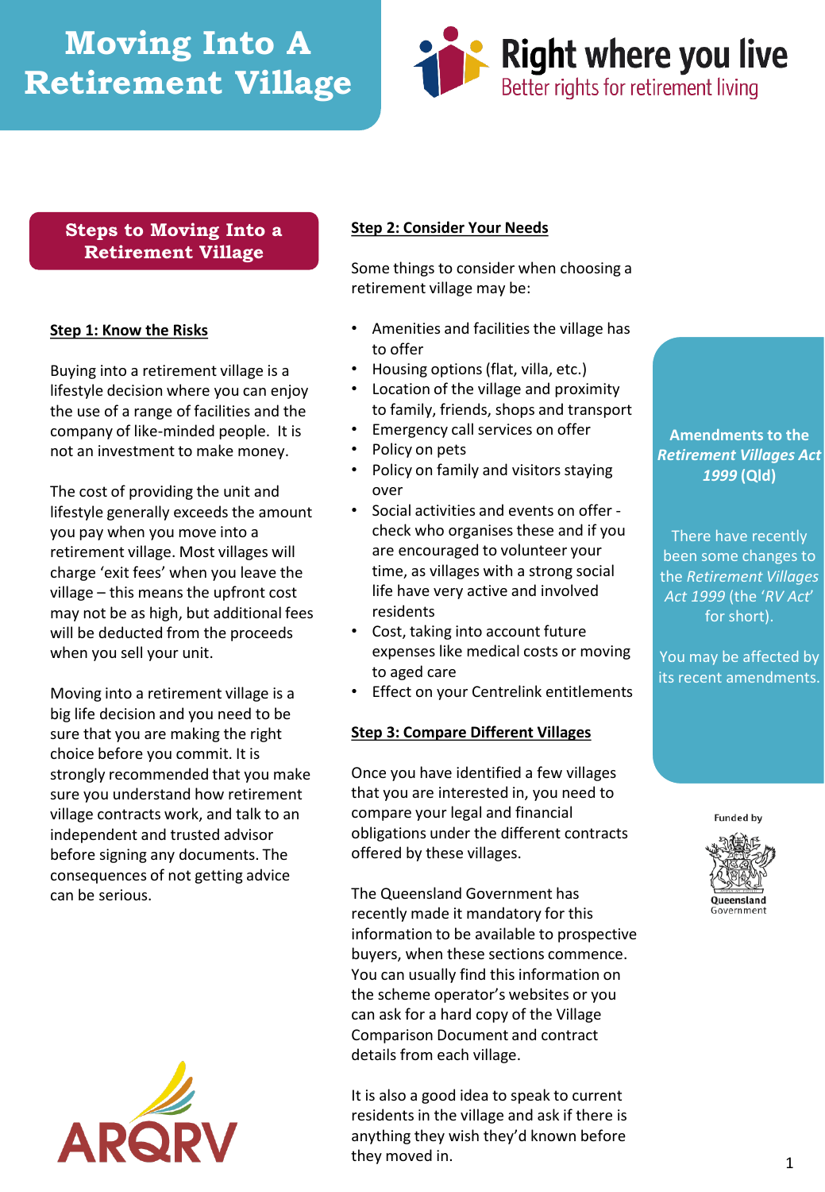# Moving Into A Retirement Village

**Right where you live**
Better rights for retirement living

## Steps to Moving Into a Retirement Village

### Step 1: Know the Risks

Buying into a retirement village is a lifestyle decision where you can enjoy the use of a range of facilities and the company of like-minded people. It is not an investment to make money.

The cost of providing the unit and lifestyle generally exceeds the amount you pay when you move into a retirement village. Most villages will charge 'exit fees' when you leave the village – this means the upfront cost may not be as high, but additional fees will be deducted from the proceeds when you sell your unit.

Moving into a retirement village is a big life decision and you need to be sure that you are making the right choice before you commit. It is strongly recommended that you make sure you understand how retirement village contracts work, and talk to an independent and trusted advisor before signing any documents. The consequences of not getting advice can be serious.

### Step 2: Consider Your Needs

Some things to consider when choosing a retirement village may be:

- Amenities and facilities the village has to offer
- Housing options (flat, villa, etc.)
- Location of the village and proximity to family, friends, shops and transport
- Emergency call services on offer
- Policy on pets
- Policy on family and visitors staying over
- Social activities and events on offer - check who organises these and if you are encouraged to volunteer your time, as villages with a strong social life have very active and involved residents
- Cost, taking into account future expenses like medical costs or moving to aged care
- Effect on your Centrelink entitlements

### Step 3: Compare Different Villages

Once you have identified a few villages that you are interested in, you need to compare your legal and financial obligations under the different contracts offered by these villages.

The Queensland Government has recently made it mandatory for this information to be available to prospective buyers, when these sections commence. You can usually find this information on the scheme operator's websites or you can ask for a hard copy of the Village Comparison Document and contract details from each village.

It is also a good idea to speak to current residents in the village and ask if there is anything they wish they'd known before they moved in.

**Amendments to the *Retirement Villages Act 1999* (Qld)**

There have recently been some changes to the *Retirement Villages Act 1999* (the '*RV Act*' for short).

You may be affected by its recent amendments.

Funded by Queensland Government

ARQRV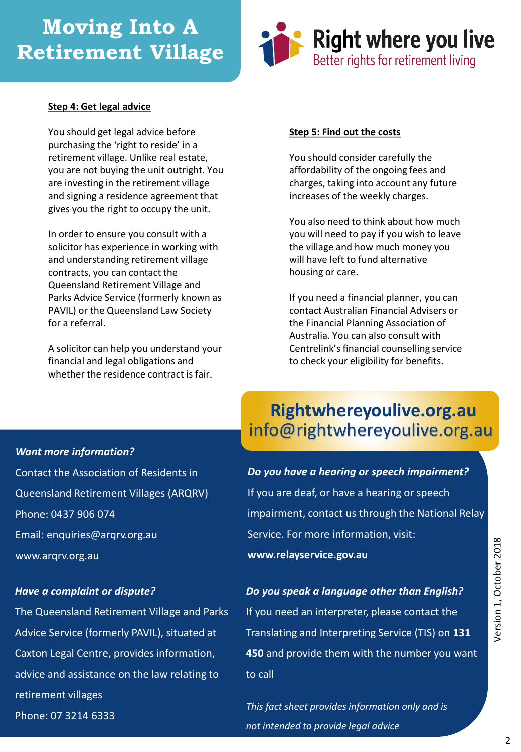# Moving Into A Retirement Village

**Right where you live**
Better rights for retirement living

**Step 4: Get legal advice**

You should get legal advice before purchasing the 'right to reside' in a retirement village. Unlike real estate, you are not buying the unit outright. You are investing in the retirement village and signing a residence agreement that gives you the right to occupy the unit.

In order to ensure you consult with a solicitor has experience in working with and understanding retirement village contracts, you can contact the Queensland Retirement Village and Parks Advice Service (formerly known as PAVIL) or the Queensland Law Society for a referral.

A solicitor can help you understand your financial and legal obligations and whether the residence contract is fair.

**Step 5: Find out the costs**

You should consider carefully the affordability of the ongoing fees and charges, taking into account any future increases of the weekly charges.

You also need to think about how much you will need to pay if you wish to leave the village and how much money you will have left to fund alternative housing or care.

If you need a financial planner, you can contact Australian Financial Advisers or the Financial Planning Association of Australia. You can also consult with Centrelink's financial counselling service to check your eligibility for benefits.

**Rightwhereyoulive.org.au**
info@rightwhereyoulive.org.au

***Want more information?***

Contact the Association of Residents in Queensland Retirement Villages (ARQRV)

Phone: 0437 906 074

Email: enquiries@arqrv.org.au

www.arqrv.org.au

***Have a complaint or dispute?***

The Queensland Retirement Village and Parks Advice Service (formerly PAVIL), situated at Caxton Legal Centre, provides information, advice and assistance on the law relating to retirement villages

Phone: 07 3214 6333

***Do you have a hearing or speech impairment?***

If you are deaf, or have a hearing or speech impairment, contact us through the National Relay Service. For more information, visit: **www.relayservice.gov.au**

***Do you speak a language other than English?***

If you need an interpreter, please contact the Translating and Interpreting Service (TIS) on **131 450** and provide them with the number you want to call

*This fact sheet provides information only and is not intended to provide legal advice*

Version 1, October 2018